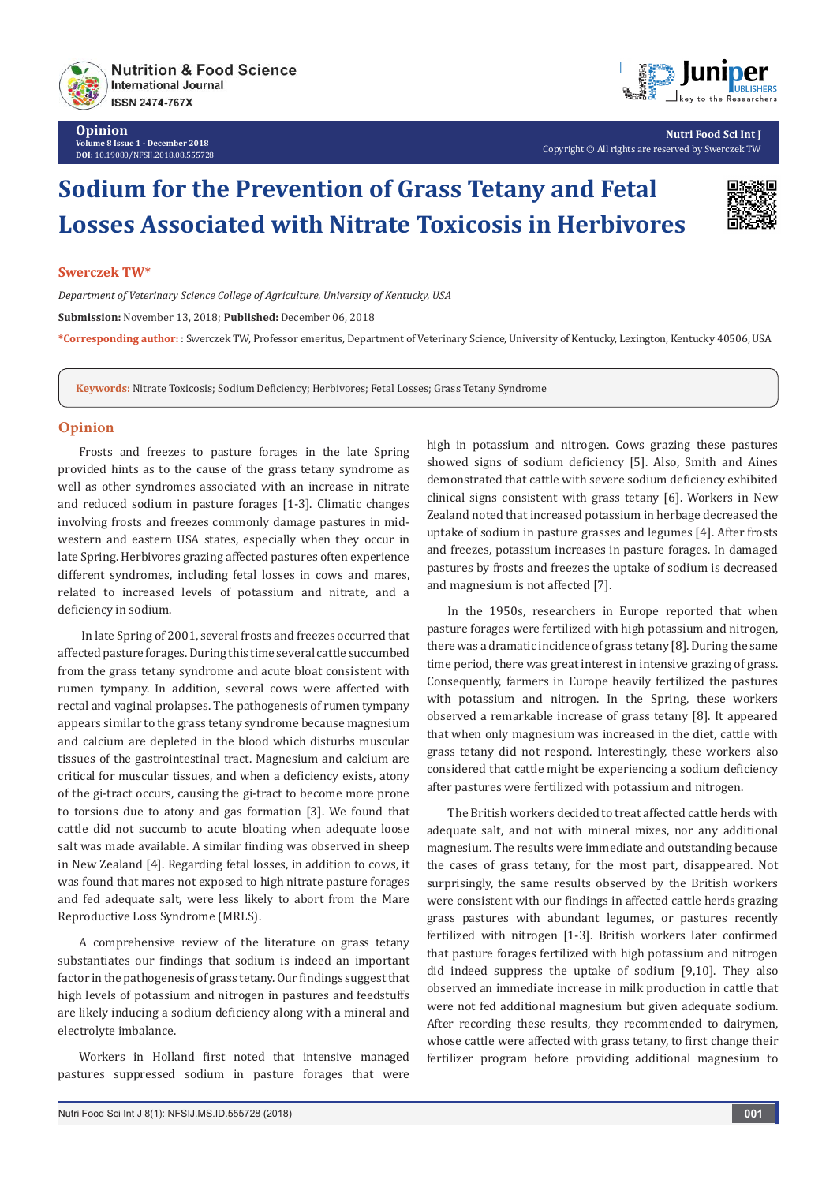Opinion
Volume 8 Issue 1 - December 2018
DOI: 10.19080/NFSIJ.2018.08.555728

Copyright © All rights are reserved by Swerczek TW

# Sodium for the Prevention of Grass Tetany and Fetal Losses Associated with Nitrate Toxicosis in Herbivores

**Swerczek TW***

*Department of Veterinary Science College of Agriculture, University of Kentucky, USA*

**Submission:** November 13, 2018; **Published:** December 06, 2018

***Corresponding author:** : Swerczek TW, Professor emeritus, Department of Veterinary Science, University of Kentucky, Lexington, Kentucky 40506, USA

**Keywords:** Nitrate Toxicosis; Sodium Deficiency; Herbivores; Fetal Losses; Grass Tetany Syndrome

## Opinion

Frosts and freezes to pasture forages in the late Spring provided hints as to the cause of the grass tetany syndrome as well as other syndromes associated with an increase in nitrate and reduced sodium in pasture forages [1-3]. Climatic changes involving frosts and freezes commonly damage pastures in mid-western and eastern USA states, especially when they occur in late Spring. Herbivores grazing affected pastures often experience different syndromes, including fetal losses in cows and mares, related to increased levels of potassium and nitrate, and a deficiency in sodium.

In late Spring of 2001, several frosts and freezes occurred that affected pasture forages. During this time several cattle succumbed from the grass tetany syndrome and acute bloat consistent with rumen tympany. In addition, several cows were affected with rectal and vaginal prolapses. The pathogenesis of rumen tympany appears similar to the grass tetany syndrome because magnesium and calcium are depleted in the blood which disturbs muscular tissues of the gastrointestinal tract. Magnesium and calcium are critical for muscular tissues, and when a deficiency exists, atony of the gi-tract occurs, causing the gi-tract to become more prone to torsions due to atony and gas formation [3]. We found that cattle did not succumb to acute bloating when adequate loose salt was made available. A similar finding was observed in sheep in New Zealand [4]. Regarding fetal losses, in addition to cows, it was found that mares not exposed to high nitrate pasture forages and fed adequate salt, were less likely to abort from the Mare Reproductive Loss Syndrome (MRLS).

A comprehensive review of the literature on grass tetany substantiates our findings that sodium is indeed an important factor in the pathogenesis of grass tetany. Our findings suggest that high levels of potassium and nitrogen in pastures and feedstuffs are likely inducing a sodium deficiency along with a mineral and electrolyte imbalance.

Workers in Holland first noted that intensive managed pastures suppressed sodium in pasture forages that were high in potassium and nitrogen. Cows grazing these pastures showed signs of sodium deficiency [5]. Also, Smith and Aines demonstrated that cattle with severe sodium deficiency exhibited clinical signs consistent with grass tetany [6]. Workers in New Zealand noted that increased potassium in herbage decreased the uptake of sodium in pasture grasses and legumes [4]. After frosts and freezes, potassium increases in pasture forages. In damaged pastures by frosts and freezes the uptake of sodium is decreased and magnesium is not affected [7].

In the 1950s, researchers in Europe reported that when pasture forages were fertilized with high potassium and nitrogen, there was a dramatic incidence of grass tetany [8]. During the same time period, there was great interest in intensive grazing of grass. Consequently, farmers in Europe heavily fertilized the pastures with potassium and nitrogen. In the Spring, these workers observed a remarkable increase of grass tetany [8]. It appeared that when only magnesium was increased in the diet, cattle with grass tetany did not respond. Interestingly, these workers also considered that cattle might be experiencing a sodium deficiency after pastures were fertilized with potassium and nitrogen.

The British workers decided to treat affected cattle herds with adequate salt, and not with mineral mixes, nor any additional magnesium. The results were immediate and outstanding because the cases of grass tetany, for the most part, disappeared. Not surprisingly, the same results observed by the British workers were consistent with our findings in affected cattle herds grazing grass pastures with abundant legumes, or pastures recently fertilized with nitrogen [1-3]. British workers later confirmed that pasture forages fertilized with high potassium and nitrogen did indeed suppress the uptake of sodium [9,10]. They also observed an immediate increase in milk production in cattle that were not fed additional magnesium but given adequate sodium. After recording these results, they recommended to dairymen, whose cattle were affected with grass tetany, to first change their fertilizer program before providing additional magnesium to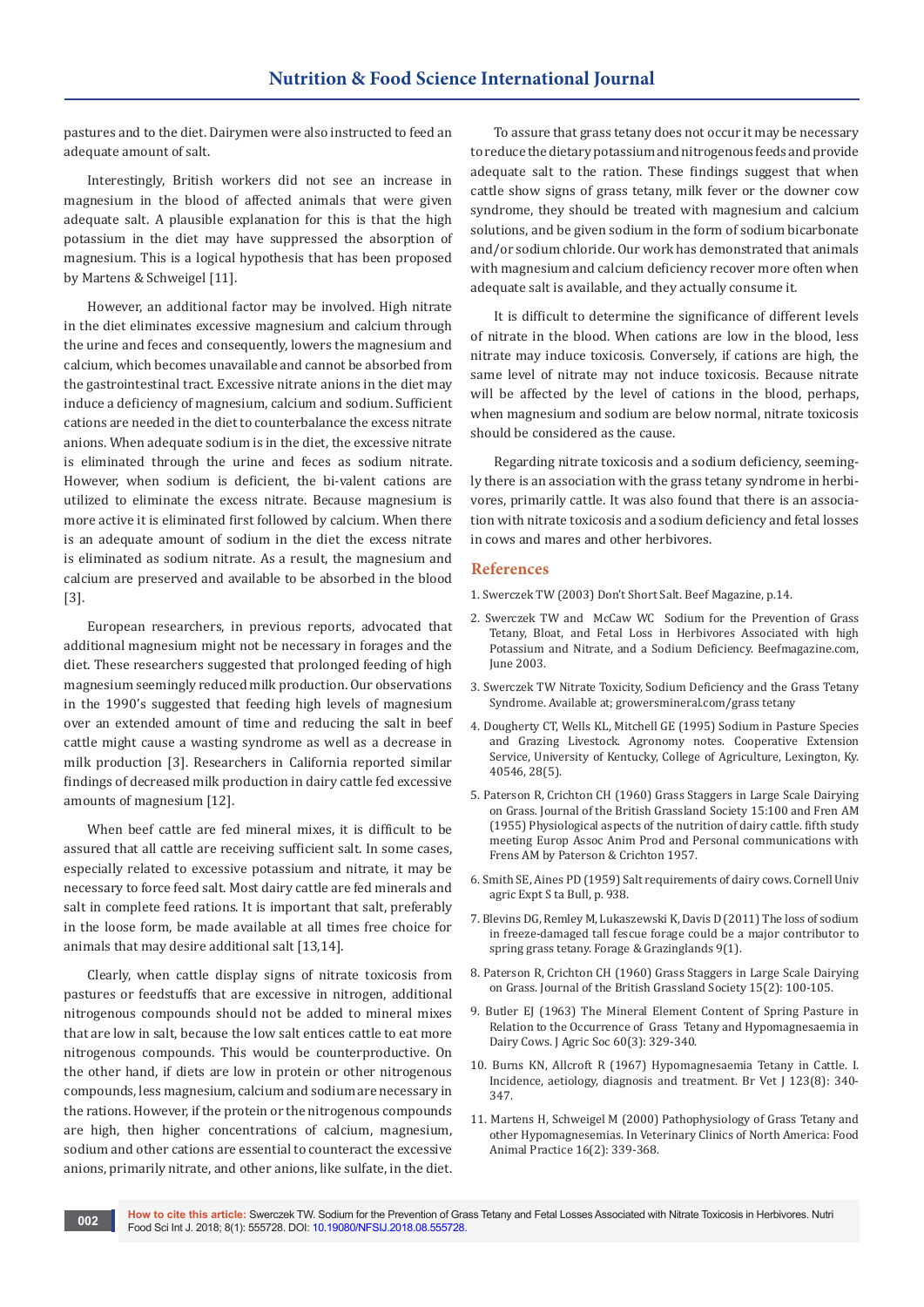pastures and to the diet. Dairymen were also instructed to feed an adequate amount of salt.

Interestingly, British workers did not see an increase in magnesium in the blood of affected animals that were given adequate salt. A plausible explanation for this is that the high potassium in the diet may have suppressed the absorption of magnesium. This is a logical hypothesis that has been proposed by Martens & Schweigel [11].

However, an additional factor may be involved. High nitrate in the diet eliminates excessive magnesium and calcium through the urine and feces and consequently, lowers the magnesium and calcium, which becomes unavailable and cannot be absorbed from the gastrointestinal tract. Excessive nitrate anions in the diet may induce a deficiency of magnesium, calcium and sodium. Sufficient cations are needed in the diet to counterbalance the excess nitrate anions. When adequate sodium is in the diet, the excessive nitrate is eliminated through the urine and feces as sodium nitrate. However, when sodium is deficient, the bi-valent cations are utilized to eliminate the excess nitrate. Because magnesium is more active it is eliminated first followed by calcium. When there is an adequate amount of sodium in the diet the excess nitrate is eliminated as sodium nitrate. As a result, the magnesium and calcium are preserved and available to be absorbed in the blood [3].

European researchers, in previous reports, advocated that additional magnesium might not be necessary in forages and the diet. These researchers suggested that prolonged feeding of high magnesium seemingly reduced milk production. Our observations in the 1990's suggested that feeding high levels of magnesium over an extended amount of time and reducing the salt in beef cattle might cause a wasting syndrome as well as a decrease in milk production [3]. Researchers in California reported similar findings of decreased milk production in dairy cattle fed excessive amounts of magnesium [12].

When beef cattle are fed mineral mixes, it is difficult to be assured that all cattle are receiving sufficient salt. In some cases, especially related to excessive potassium and nitrate, it may be necessary to force feed salt. Most dairy cattle are fed minerals and salt in complete feed rations. It is important that salt, preferably in the loose form, be made available at all times free choice for animals that may desire additional salt [13,14].

Clearly, when cattle display signs of nitrate toxicosis from pastures or feedstuffs that are excessive in nitrogen, additional nitrogenous compounds should not be added to mineral mixes that are low in salt, because the low salt entices cattle to eat more nitrogenous compounds. This would be counterproductive. On the other hand, if diets are low in protein or other nitrogenous compounds, less magnesium, calcium and sodium are necessary in the rations. However, if the protein or the nitrogenous compounds are high, then higher concentrations of calcium, magnesium, sodium and other cations are essential to counteract the excessive anions, primarily nitrate, and other anions, like sulfate, in the diet.

To assure that grass tetany does not occur it may be necessary to reduce the dietary potassium and nitrogenous feeds and provide adequate salt to the ration. These findings suggest that when cattle show signs of grass tetany, milk fever or the downer cow syndrome, they should be treated with magnesium and calcium solutions, and be given sodium in the form of sodium bicarbonate and/or sodium chloride. Our work has demonstrated that animals with magnesium and calcium deficiency recover more often when adequate salt is available, and they actually consume it.

It is difficult to determine the significance of different levels of nitrate in the blood. When cations are low in the blood, less nitrate may induce toxicosis. Conversely, if cations are high, the same level of nitrate may not induce toxicosis. Because nitrate will be affected by the level of cations in the blood, perhaps, when magnesium and sodium are below normal, nitrate toxicosis should be considered as the cause.

Regarding nitrate toxicosis and a sodium deficiency, seemingly there is an association with the grass tetany syndrome in herbivores, primarily cattle. It was also found that there is an association with nitrate toxicosis and a sodium deficiency and fetal losses in cows and mares and other herbivores.

## References

1. Swerczek TW (2003) Don't Short Salt. Beef Magazine, p.14.
2. Swerczek TW and McCaw WC Sodium for the Prevention of Grass Tetany, Bloat, and Fetal Loss in Herbivores Associated with high Potassium and Nitrate, and a Sodium Deficiency. Beefmagazine.com, June 2003.
3. Swerczek TW Nitrate Toxicity, Sodium Deficiency and the Grass Tetany Syndrome. Available at; growersmineral.com/grass tetany
4. Dougherty CT, Wells KL, Mitchell GE (1995) Sodium in Pasture Species and Grazing Livestock. Agronomy notes. Cooperative Extension Service, University of Kentucky, College of Agriculture, Lexington, Ky. 40546, 28(5).
5. Paterson R, Crichton CH (1960) Grass Staggers in Large Scale Dairying on Grass. Journal of the British Grassland Society 15:100 and Fren AM (1955) Physiological aspects of the nutrition of dairy cattle. fifth study meeting Europ Assoc Anim Prod and Personal communications with Frens AM by Paterson & Crichton 1957.
6. Smith SE, Aines PD (1959) Salt requirements of dairy cows. Cornell Univ agric Expt S ta Bull, p. 938.
7. Blevins DG, Remley M, Lukaszewski K, Davis D (2011) The loss of sodium in freeze-damaged tall fescue forage could be a major contributor to spring grass tetany. Forage & Grazinglands 9(1).
8. Paterson R, Crichton CH (1960) Grass Staggers in Large Scale Dairying on Grass. Journal of the British Grassland Society 15(2): 100-105.
9. Butler EJ (1963) The Mineral Element Content of Spring Pasture in Relation to the Occurrence of Grass Tetany and Hypomagnesaemia in Dairy Cows. J Agric Soc 60(3): 329-340.
10. Burns KN, Allcroft R (1967) Hypomagnesaemia Tetany in Cattle. I. Incidence, aetiology, diagnosis and treatment. Br Vet J 123(8): 340-347.
11. Martens H, Schweigel M (2000) Pathophysiology of Grass Tetany and other Hypomagnesemias. In Veterinary Clinics of North America: Food Animal Practice 16(2): 339-368.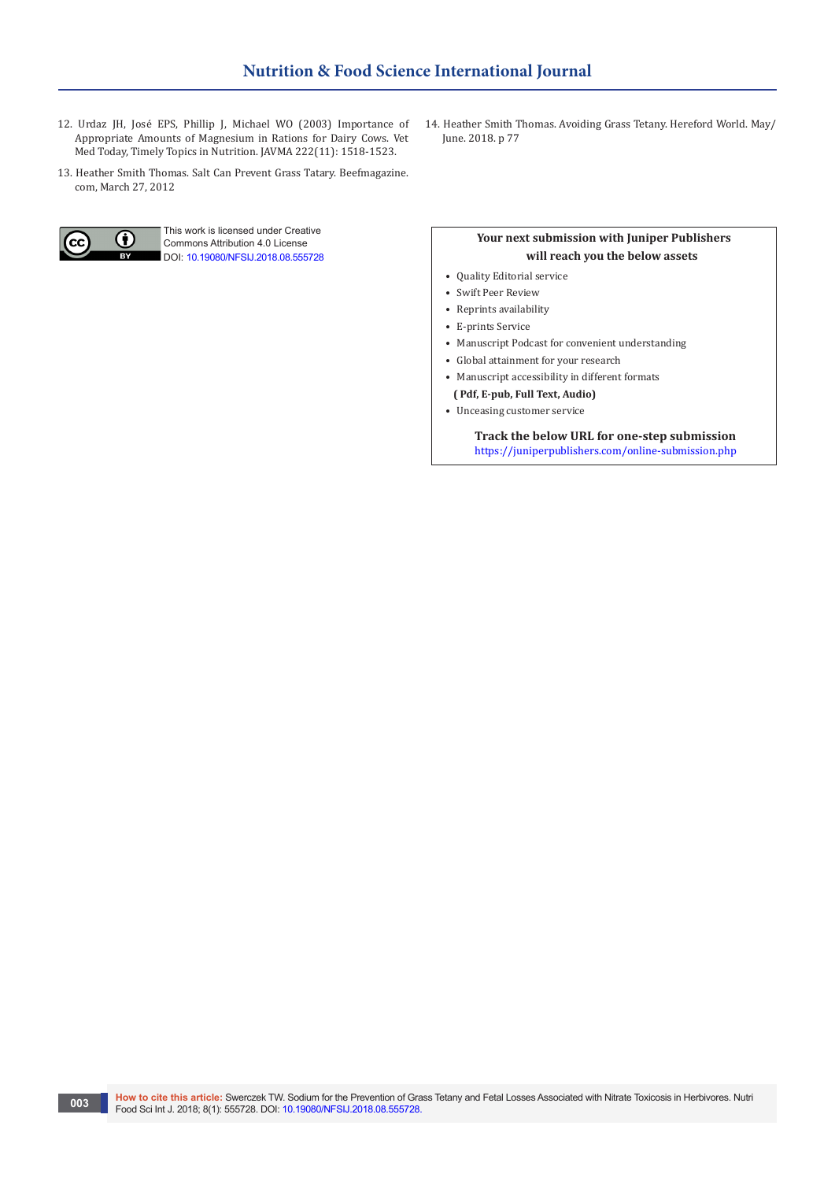12. Urdaz JH, José EPS, Phillip J, Michael WO (2003) Importance of Appropriate Amounts of Magnesium in Rations for Dairy Cows. Vet Med Today, Timely Topics in Nutrition. JAVMA 222(11): 1518-1523.
13. Heather Smith Thomas. Salt Can Prevent Grass Tatary. Beefmagazine.com, March 27, 2012
14. Heather Smith Thomas. Avoiding Grass Tetany. Hereford World. May/June. 2018. p 77

This work is licensed under Creative Commons Attribution 4.0 License
DOI: 10.19080/NFSIJ.2018.08.555728

**Your next submission with Juniper Publishers will reach you the below assets**

- Quality Editorial service
- Swift Peer Review
- Reprints availability
- E-prints Service
- Manuscript Podcast for convenient understanding
- Global attainment for your research
- Manuscript accessibility in different formats

  **( Pdf, E-pub, Full Text, Audio)**
- Unceasing customer service

**Track the below URL for one-step submission**
https://juniperpublishers.com/online-submission.php

**How to cite this article:** Swerczek TW. Sodium for the Prevention of Grass Tetany and Fetal Losses Associated with Nitrate Toxicosis in Herbivores. Nutri Food Sci Int J. 2018; 8(1): 555728. DOI: 10.19080/NFSIJ.2018.08.555728.